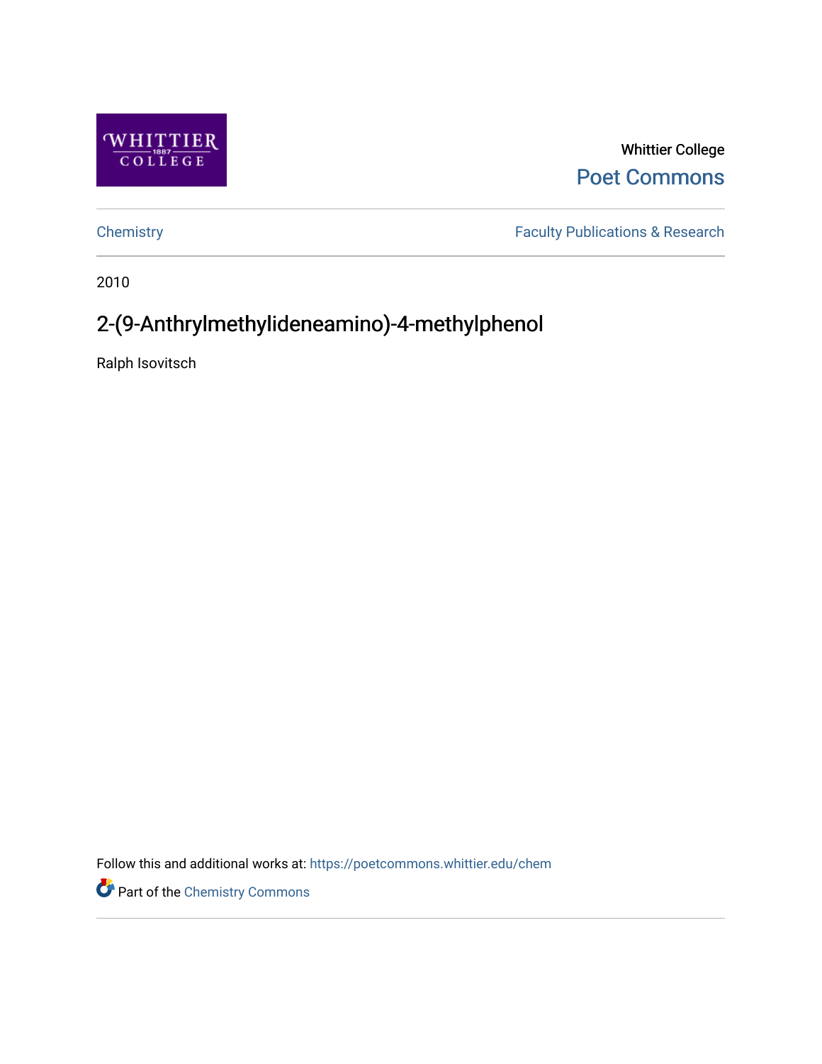Whittier College

Poet Commons

Chemistry

Faculty Publications & Research

2010

# 2-(9-Anthrylmethylideneamino)-4-methylphenol

Ralph Isovitsch

Follow this and additional works at: https://poetcommons.whittier.edu/chem

Part of the Chemistry Commons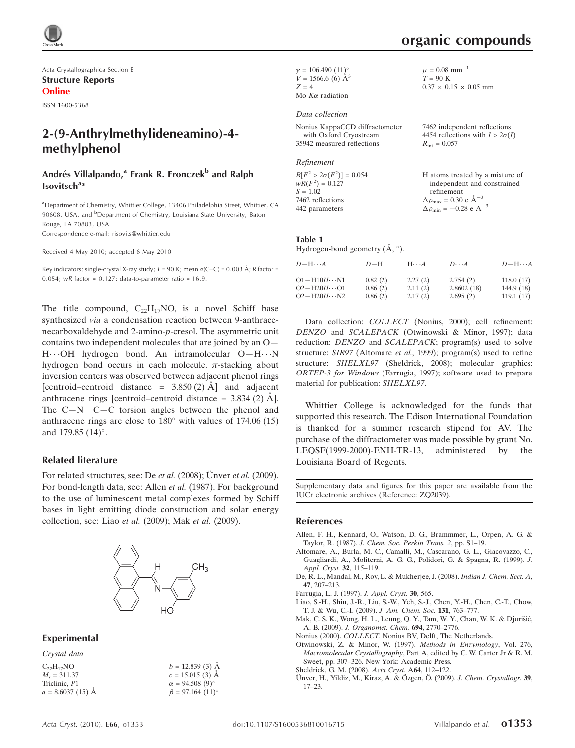Acta Crystallographica Section E
**Structure Reports Online**

ISSN 1600-5368

# 2-(9-Anthrylmethylideneamino)-4-methylphenol

**Andrés Villalpando,[a] Frank R. Fronczek[b] and Ralph Isovitsch[a]***

[a]Department of Chemistry, Whittier College, 13406 Philadelphia Street, Whittier, CA 90608, USA, and [b]Department of Chemistry, Louisiana State University, Baton Rouge, LA 70803, USA
Correspondence e-mail: risovits@whittier.edu

Received 4 May 2010; accepted 6 May 2010

Key indicators: single-crystal X-ray study; $T$ = 90 K; mean $\sigma$(C–C) = 0.003 Å; $R$ factor = 0.054; $wR$ factor = 0.127; data-to-parameter ratio = 16.9.

The title compound, $C_{22}H_{17}NO$, is a novel Schiff base synthesized *via* a condensation reaction between 9-anthracenecarboxaldehyde and 2-amino-*p*-cresol. The asymmetric unit contains two independent molecules that are joined by an O—H⋯OH hydrogen bond. An intramolecular O—H⋯N hydrogen bond occurs in each molecule. $\pi$-stacking about inversion centers was observed between adjacent phenol rings [centroid–centroid distance = 3.850 (2) Å] and adjacent anthracene rings [centroid–centroid distance = 3.834 (2) Å]. The C—N=C—C torsion angles between the phenol and anthracene rings are close to 180° with values of 174.06 (15) and 179.85 (14)°.

## Related literature

For related structures, see: De *et al.* (2008); Ünver *et al.* (2009). For bond-length data, see: Allen *et al.* (1987). For background to the use of luminescent metal complexes formed by Schiff bases in light emitting diode construction and solar energy collection, see: Liao *et al.* (2009); Mak *et al.* (2009).

## Experimental

### *Crystal data*

$C_{22}H_{17}NO$
$M_r$ = 311.37
Triclinic, $P\overline{1}$
$a$ = 8.6037 (15) Å
$b$ = 12.839 (3) Å
$c$ = 15.015 (3) Å
$\alpha$ = 94.508 (9)°
$\beta$ = 97.164 (11)°
$\gamma$ = 106.490 (11)°
$V$ = 1566.6 (6) Å$^3$
$Z$ = 4
Mo $K\alpha$ radiation
$\mu$ = 0.08 mm$^{-1}$
$T$ = 90 K
0.37 × 0.15 × 0.05 mm

### *Data collection*

Nonius KappaCCD diffractometer with Oxford Cryostream
35942 measured reflections
7462 independent reflections
4454 reflections with $I > 2\sigma(I)$
$R_{int}$ = 0.057

### *Refinement*

$R[F^2 > 2\sigma(F^2)]$ = 0.054
$wR(F^2)$ = 0.127
$S$ = 1.02
7462 reflections
442 parameters
H atoms treated by a mixture of independent and constrained refinement
$\Delta\rho_{max}$ = 0.30 e Å$^{-3}$
$\Delta\rho_{min}$ = −0.28 e Å$^{-3}$

**Table 1**
Hydrogen-bond geometry (Å, °).

| $D$—H⋯$A$ | $D$—H | H⋯$A$ | $D$⋯$A$ | $D$—H⋯$A$ |
|---|---|---|---|---|
| O1—H1*O*⋯N1 | 0.82 (2) | 2.27 (2) | 2.754 (2) | 118.0 (17) |
| O2—H2*O*⋯O1 | 0.86 (2) | 2.11 (2) | 2.8602 (18) | 144.9 (18) |
| O2—H2*O*⋯N2 | 0.86 (2) | 2.17 (2) | 2.695 (2) | 119.1 (17) |

Data collection: *COLLECT* (Nonius, 2000); cell refinement: *DENZO* and *SCALEPACK* (Otwinowski & Minor, 1997); data reduction: *DENZO* and *SCALEPACK*; program(s) used to solve structure: *SIR97* (Altomare *et al.*, 1999); program(s) used to refine structure: *SHELXL97* (Sheldrick, 2008); molecular graphics: *ORTEP-3 for Windows* (Farrugia, 1997); software used to prepare material for publication: *SHELXL97*.

Whittier College is acknowledged for the funds that supported this research. The Edison International Foundation is thanked for a summer research stipend for AV. The purchase of the diffractometer was made possible by grant No. LEQSF(1999-2000)-ENH-TR-13, administered by the Louisiana Board of Regents.

Supplementary data and figures for this paper are available from the IUCr electronic archives (Reference: ZQ2039).

## References

Allen, F. H., Kennard, O., Watson, D. G., Brammmer, L., Orpen, A. G. & Taylor, R. (1987). *J. Chem. Soc. Perkin Trans. 2*, pp. S1–19.
Altomare, A., Burla, M. C., Camalli, M., Cascarano, G. L., Giacovazzo, C., Guagliardi, A., Moliterni, A. G. G., Polidori, G. & Spagna, R. (1999). *J. Appl. Cryst.* **32**, 115–119.
De, R. L., Mandal, M., Roy, L. & Mukherjee, J. (2008). *Indian J. Chem. Sect. A*, **47**, 207–213.
Farrugia, L. J. (1997). *J. Appl. Cryst.* **30**, 565.
Liao, S.-H., Shiu, J.-R., Liu, S.-W., Yeh, S.-J., Chen, Y.-H., Chen, C.-T., Chow, T. J. & Wu, C.-I. (2009). *J. Am. Chem. Soc.* **131**, 763–777.
Mak, C. S. K., Wong, H. L., Leung, Q. Y., Tam, W. Y., Chan, W. K. & Djurišić, A. B. (2009). *J. Organomet. Chem.* **694**, 2770–2776.
Nonius (2000). *COLLECT*. Nonius BV, Delft, The Netherlands.
Otwinowski, Z. & Minor, W. (1997). *Methods in Enzymology*, Vol. 276, *Macromolecular Crystallography*, Part A, edited by C. W. Carter Jr & R. M. Sweet, pp. 307–326. New York: Academic Press.
Sheldrick, G. M. (2008). *Acta Cryst.* A**64**, 112–122.
Ünver, H., Yildiz, M., Kiraz, A. & Özgen, Ö. (2009). *J. Chem. Crystallogr.* **39**, 17–23.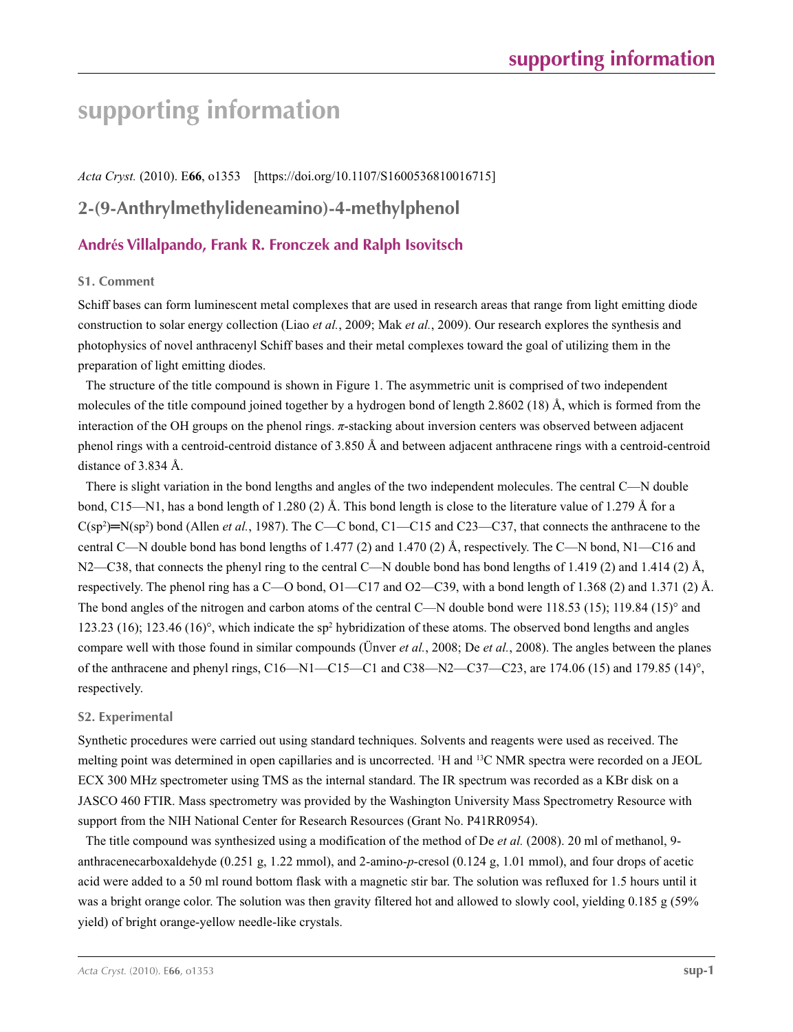# supporting information

*Acta Cryst.* (2010). E**66**, o1353 [https://doi.org/10.1107/S1600536810016715]

## 2-(9-Anthrylmethylideneamino)-4-methylphenol

### Andrés Villalpando, Frank R. Fronczek and Ralph Isovitsch

#### S1. Comment

Schiff bases can form luminescent metal complexes that are used in research areas that range from light emitting diode construction to solar energy collection (Liao *et al.*, 2009; Mak *et al.*, 2009). Our research explores the synthesis and photophysics of novel anthracenyl Schiff bases and their metal complexes toward the goal of utilizing them in the preparation of light emitting diodes.

The structure of the title compound is shown in Figure 1. The asymmetric unit is comprised of two independent molecules of the title compound joined together by a hydrogen bond of length 2.8602 (18) Å, which is formed from the interaction of the OH groups on the phenol rings. *π*-stacking about inversion centers was observed between adjacent phenol rings with a centroid-centroid distance of 3.850 Å and between adjacent anthracene rings with a centroid-centroid distance of 3.834 Å.

There is slight variation in the bond lengths and angles of the two independent molecules. The central C—N double bond, C15—N1, has a bond length of 1.280 (2) Å. This bond length is close to the literature value of 1.279 Å for a C($sp^2$)═N($sp^2$) bond (Allen *et al.*, 1987). The C—C bond, C1—C15 and C23—C37, that connects the anthracene to the central C—N double bond has bond lengths of 1.477 (2) and 1.470 (2) Å, respectively. The C—N bond, N1—C16 and N2—C38, that connects the phenyl ring to the central C—N double bond has bond lengths of 1.419 (2) and 1.414 (2) Å, respectively. The phenol ring has a C—O bond, O1—C17 and O2—C39, with a bond length of 1.368 (2) and 1.371 (2) Å. The bond angles of the nitrogen and carbon atoms of the central C—N double bond were 118.53 (15); 119.84 (15)° and 123.23 (16); 123.46 (16)°, which indicate the $sp^2$ hybridization of these atoms. The observed bond lengths and angles compare well with those found in similar compounds (Ünver *et al.*, 2008; De *et al.*, 2008). The angles between the planes of the anthracene and phenyl rings, C16—N1—C15—C1 and C38—N2—C37—C23, are 174.06 (15) and 179.85 (14)°, respectively.

#### S2. Experimental

Synthetic procedures were carried out using standard techniques. Solvents and reagents were used as received. The melting point was determined in open capillaries and is uncorrected. $^1$H and $^{13}$C NMR spectra were recorded on a JEOL ECX 300 MHz spectrometer using TMS as the internal standard. The IR spectrum was recorded as a KBr disk on a JASCO 460 FTIR. Mass spectrometry was provided by the Washington University Mass Spectrometry Resource with support from the NIH National Center for Research Resources (Grant No. P41RR0954).

The title compound was synthesized using a modification of the method of De *et al.* (2008). 20 ml of methanol, 9-anthracenecarboxaldehyde (0.251 g, 1.22 mmol), and 2-amino-*p*-cresol (0.124 g, 1.01 mmol), and four drops of acetic acid were added to a 50 ml round bottom flask with a magnetic stir bar. The solution was refluxed for 1.5 hours until it was a bright orange color. The solution was then gravity filtered hot and allowed to slowly cool, yielding 0.185 g (59% yield) of bright orange-yellow needle-like crystals.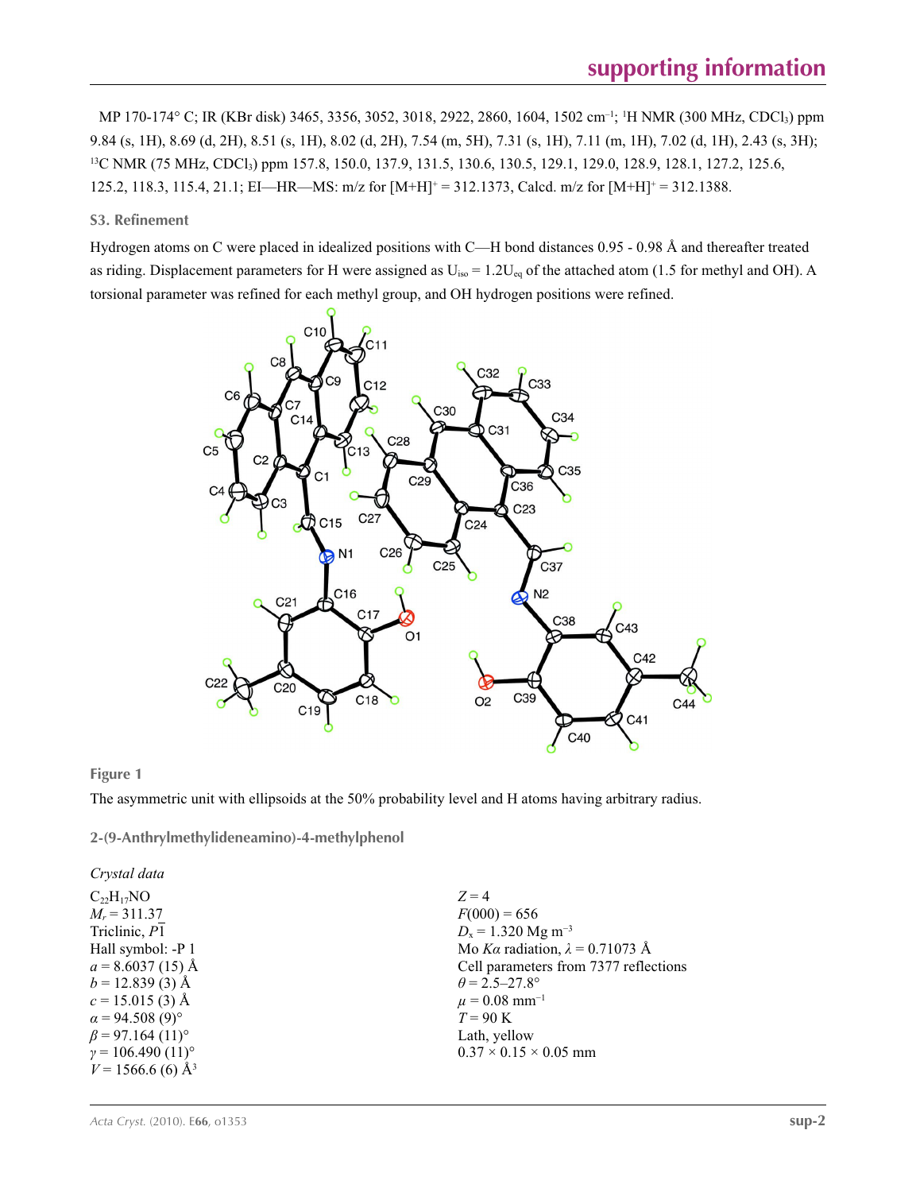MP 170-174° C; IR (KBr disk) 3465, 3356, 3052, 3018, 2922, 2860, 1604, 1502 $cm^{-1}$; $^{1}$H NMR (300 MHz, $CDCl_3$) ppm 9.84 (s, 1H), 8.69 (d, 2H), 8.51 (s, 1H), 8.02 (d, 2H), 7.54 (m, 5H), 7.31 (s, 1H), 7.11 (m, 1H), 7.02 (d, 1H), 2.43 (s, 3H); $^{13}$C NMR (75 MHz, $CDCl_3$) ppm 157.8, 150.0, 137.9, 131.5, 130.6, 130.5, 129.1, 129.0, 128.9, 128.1, 127.2, 125.6, 125.2, 118.3, 115.4, 21.1; EI—HR—MS: m/z for $[M+H]^+$ = 312.1373, Calcd. m/z for $[M+H]^+$ = 312.1388.

### S3. Refinement

Hydrogen atoms on C were placed in idealized positions with C—H bond distances 0.95 - 0.98 Å and thereafter treated as riding. Displacement parameters for H were assigned as $U_{iso}$ = 1.2$U_{eq}$ of the attached atom (1.5 for methyl and OH). A torsional parameter was refined for each methyl group, and OH hydrogen positions were refined.

**Figure 1**

The asymmetric unit with ellipsoids at the 50% probability level and H atoms having arbitrary radius.

### 2-(9-Anthrylmethylideneamino)-4-methylphenol

*Crystal data*

$C_{22}H_{17}NO$
$M_r$ = 311.37
Triclinic, $P\overline{1}$
Hall symbol: -P 1
*a* = 8.6037 (15) Å
*b* = 12.839 (3) Å
*c* = 15.015 (3) Å
*α* = 94.508 (9)°
*β* = 97.164 (11)°
*γ* = 106.490 (11)°
*V* = 1566.6 (6) Å$^3$

*Z* = 4
*F*(000) = 656
$D_x$ = 1.320 Mg $m^{-3}$
Mo *Kα* radiation, *λ* = 0.71073 Å
Cell parameters from 7377 reflections
*θ* = 2.5–27.8°
*μ* = 0.08 $mm^{-1}$
*T* = 90 K
Lath, yellow
0.37 × 0.15 × 0.05 mm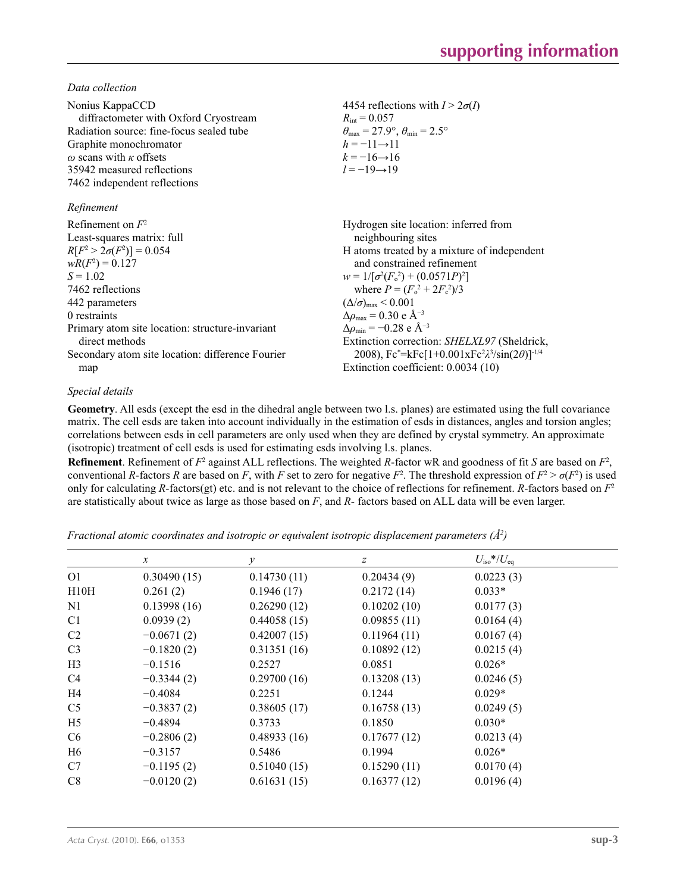*Data collection*

Nonius KappaCCD diffractometer with Oxford Cryostream
Radiation source: fine-focus sealed tube
Graphite monochromator
$\omega$ scans with $\kappa$ offsets
35942 measured reflections
7462 independent reflections
4454 reflections with $I > 2\sigma(I)$
$R_{int} = 0.057$
$\theta_{max} = 27.9°$, $\theta_{min} = 2.5°$
$h = -11 \rightarrow 11$
$k = -16 \rightarrow 16$
$l = -19 \rightarrow 19$

*Refinement*

Refinement on $F^2$
Least-squares matrix: full
$R[F^2 > 2\sigma(F^2)] = 0.054$
$wR(F^2) = 0.127$
$S = 1.02$
7462 reflections
442 parameters
0 restraints
Primary atom site location: structure-invariant direct methods
Secondary atom site location: difference Fourier map
Hydrogen site location: inferred from neighbouring sites
H atoms treated by a mixture of independent and constrained refinement
$w = 1/[\sigma^2(F_o^2) + (0.0571P)^2]$
where $P = (F_o^2 + 2F_c^2)/3$
$(\Delta/\sigma)_{max} < 0.001$
$\Delta\rho_{max} = 0.30$ e Å$^{-3}$
$\Delta\rho_{min} = -0.28$ e Å$^{-3}$
Extinction correction: *SHELXL97* (Sheldrick, 2008), $Fc^* = kFc[1+0.001xFc^2\lambda^3/\sin(2\theta)]^{-1/4}$
Extinction coefficient: 0.0034 (10)

*Special details*

**Geometry**. All esds (except the esd in the dihedral angle between two l.s. planes) are estimated using the full covariance matrix. The cell esds are taken into account individually in the estimation of esds in distances, angles and torsion angles; correlations between esds in cell parameters are only used when they are defined by crystal symmetry. An approximate (isotropic) treatment of cell esds is used for estimating esds involving l.s. planes.

**Refinement**. Refinement of $F^2$ against ALL reflections. The weighted $R$-factor w$R$ and goodness of fit $S$ are based on $F^2$, conventional $R$-factors $R$ are based on $F$, with $F$ set to zero for negative $F^2$. The threshold expression of $F^2 > \sigma(F^2)$ is used only for calculating $R$-factors(gt) etc. and is not relevant to the choice of reflections for refinement. $R$-factors based on $F^2$ are statistically about twice as large as those based on $F$, and $R$- factors based on ALL data will be even larger.

*Fractional atomic coordinates and isotropic or equivalent isotropic displacement parameters (Å$^2$)*

| | $x$ | $y$ | $z$ | $U_{iso}$*/$U_{eq}$ |
|---|---|---|---|---|
| O1 | 0.30490 (15) | 0.14730 (11) | 0.20434 (9) | 0.0223 (3) |
| H10H | 0.261 (2) | 0.1946 (17) | 0.2172 (14) | 0.033* |
| N1 | 0.13998 (16) | 0.26290 (12) | 0.10202 (10) | 0.0177 (3) |
| C1 | 0.0939 (2) | 0.44058 (15) | 0.09855 (11) | 0.0164 (4) |
| C2 | −0.0671 (2) | 0.42007 (15) | 0.11964 (11) | 0.0167 (4) |
| C3 | −0.1820 (2) | 0.31351 (16) | 0.10892 (12) | 0.0215 (4) |
| H3 | −0.1516 | 0.2527 | 0.0851 | 0.026* |
| C4 | −0.3344 (2) | 0.29700 (16) | 0.13208 (13) | 0.0246 (5) |
| H4 | −0.4084 | 0.2251 | 0.1244 | 0.029* |
| C5 | −0.3837 (2) | 0.38605 (17) | 0.16758 (13) | 0.0249 (5) |
| H5 | −0.4894 | 0.3733 | 0.1850 | 0.030* |
| C6 | −0.2806 (2) | 0.48933 (16) | 0.17677 (12) | 0.0213 (4) |
| H6 | −0.3157 | 0.5486 | 0.1994 | 0.026* |
| C7 | −0.1195 (2) | 0.51040 (15) | 0.15290 (11) | 0.0170 (4) |
| C8 | −0.0120 (2) | 0.61631 (15) | 0.16377 (12) | 0.0196 (4) |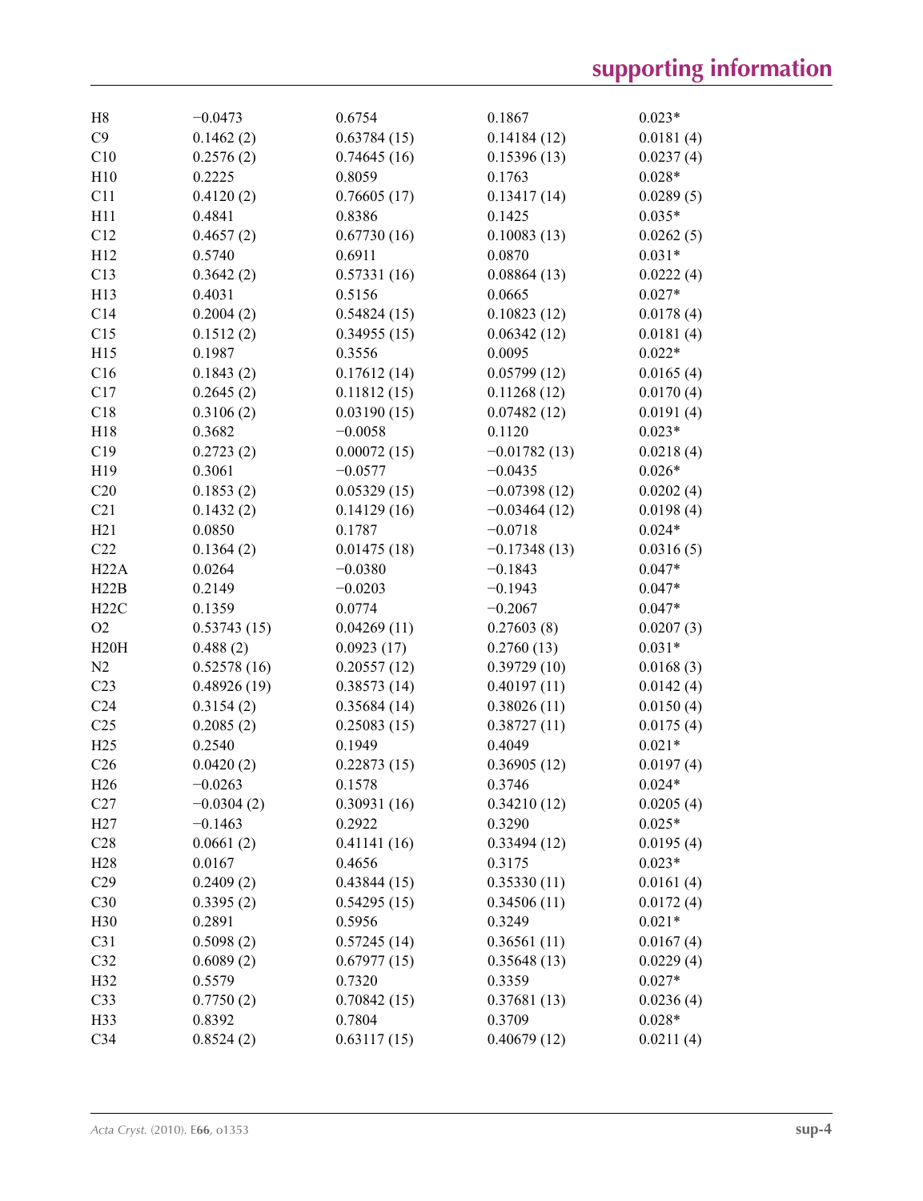| | | | | |
|---|---|---|---|---|
| H8 | −0.0473 | 0.6754 | 0.1867 | 0.023* |
| C9 | 0.1462 (2) | 0.63784 (15) | 0.14184 (12) | 0.0181 (4) |
| C10 | 0.2576 (2) | 0.74645 (16) | 0.15396 (13) | 0.0237 (4) |
| H10 | 0.2225 | 0.8059 | 0.1763 | 0.028* |
| C11 | 0.4120 (2) | 0.76605 (17) | 0.13417 (14) | 0.0289 (5) |
| H11 | 0.4841 | 0.8386 | 0.1425 | 0.035* |
| C12 | 0.4657 (2) | 0.67730 (16) | 0.10083 (13) | 0.0262 (5) |
| H12 | 0.5740 | 0.6911 | 0.0870 | 0.031* |
| C13 | 0.3642 (2) | 0.57331 (16) | 0.08864 (13) | 0.0222 (4) |
| H13 | 0.4031 | 0.5156 | 0.0665 | 0.027* |
| C14 | 0.2004 (2) | 0.54824 (15) | 0.10823 (12) | 0.0178 (4) |
| C15 | 0.1512 (2) | 0.34955 (15) | 0.06342 (12) | 0.0181 (4) |
| H15 | 0.1987 | 0.3556 | 0.0095 | 0.022* |
| C16 | 0.1843 (2) | 0.17612 (14) | 0.05799 (12) | 0.0165 (4) |
| C17 | 0.2645 (2) | 0.11812 (15) | 0.11268 (12) | 0.0170 (4) |
| C18 | 0.3106 (2) | 0.03190 (15) | 0.07482 (12) | 0.0191 (4) |
| H18 | 0.3682 | −0.0058 | 0.1120 | 0.023* |
| C19 | 0.2723 (2) | 0.00072 (15) | −0.01782 (13) | 0.0218 (4) |
| H19 | 0.3061 | −0.0577 | −0.0435 | 0.026* |
| C20 | 0.1853 (2) | 0.05329 (15) | −0.07398 (12) | 0.0202 (4) |
| C21 | 0.1432 (2) | 0.14129 (16) | −0.03464 (12) | 0.0198 (4) |
| H21 | 0.0850 | 0.1787 | −0.0718 | 0.024* |
| C22 | 0.1364 (2) | 0.01475 (18) | −0.17348 (13) | 0.0316 (5) |
| H22A | 0.0264 | −0.0380 | −0.1843 | 0.047* |
| H22B | 0.2149 | −0.0203 | −0.1943 | 0.047* |
| H22C | 0.1359 | 0.0774 | −0.2067 | 0.047* |
| O2 | 0.53743 (15) | 0.04269 (11) | 0.27603 (8) | 0.0207 (3) |
| H20H | 0.488 (2) | 0.0923 (17) | 0.2760 (13) | 0.031* |
| N2 | 0.52578 (16) | 0.20557 (12) | 0.39729 (10) | 0.0168 (3) |
| C23 | 0.48926 (19) | 0.38573 (14) | 0.40197 (11) | 0.0142 (4) |
| C24 | 0.3154 (2) | 0.35684 (14) | 0.38026 (11) | 0.0150 (4) |
| C25 | 0.2085 (2) | 0.25083 (15) | 0.38727 (11) | 0.0175 (4) |
| H25 | 0.2540 | 0.1949 | 0.4049 | 0.021* |
| C26 | 0.0420 (2) | 0.22873 (15) | 0.36905 (12) | 0.0197 (4) |
| H26 | −0.0263 | 0.1578 | 0.3746 | 0.024* |
| C27 | −0.0304 (2) | 0.30931 (16) | 0.34210 (12) | 0.0205 (4) |
| H27 | −0.1463 | 0.2922 | 0.3290 | 0.025* |
| C28 | 0.0661 (2) | 0.41141 (16) | 0.33494 (12) | 0.0195 (4) |
| H28 | 0.0167 | 0.4656 | 0.3175 | 0.023* |
| C29 | 0.2409 (2) | 0.43844 (15) | 0.35330 (11) | 0.0161 (4) |
| C30 | 0.3395 (2) | 0.54295 (15) | 0.34506 (11) | 0.0172 (4) |
| H30 | 0.2891 | 0.5956 | 0.3249 | 0.021* |
| C31 | 0.5098 (2) | 0.57245 (14) | 0.36561 (11) | 0.0167 (4) |
| C32 | 0.6089 (2) | 0.67977 (15) | 0.35648 (13) | 0.0229 (4) |
| H32 | 0.5579 | 0.7320 | 0.3359 | 0.027* |
| C33 | 0.7750 (2) | 0.70842 (15) | 0.37681 (13) | 0.0236 (4) |
| H33 | 0.8392 | 0.7804 | 0.3709 | 0.028* |
| C34 | 0.8524 (2) | 0.63117 (15) | 0.40679 (12) | 0.0211 (4) |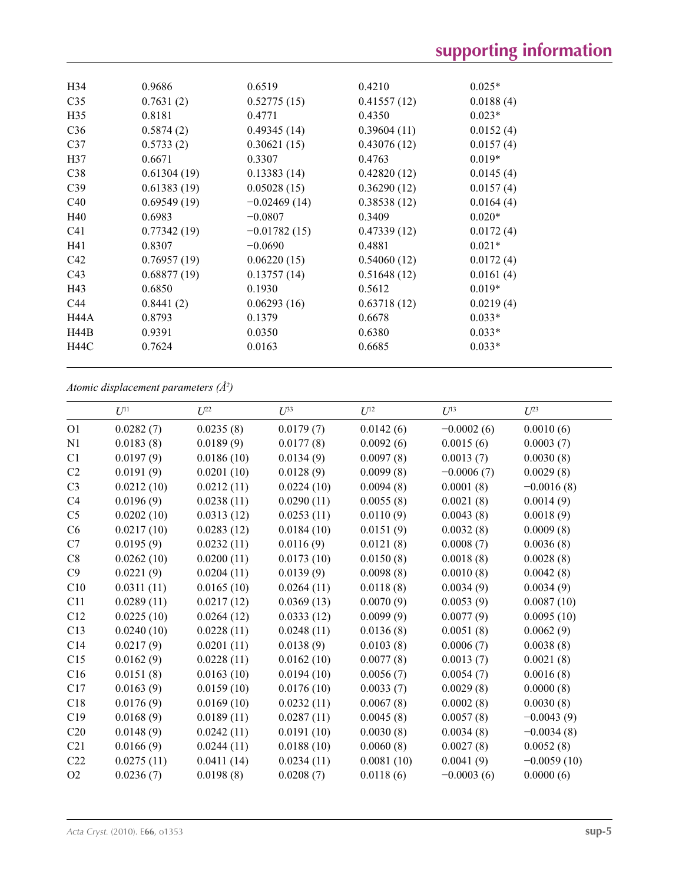| | | | | |
|---|---|---|---|---|
| H34 | 0.9686 | 0.6519 | 0.4210 | 0.025* |
| C35 | 0.7631 (2) | 0.52775 (15) | 0.41557 (12) | 0.0188 (4) |
| H35 | 0.8181 | 0.4771 | 0.4350 | 0.023* |
| C36 | 0.5874 (2) | 0.49345 (14) | 0.39604 (11) | 0.0152 (4) |
| C37 | 0.5733 (2) | 0.30621 (15) | 0.43076 (12) | 0.0157 (4) |
| H37 | 0.6671 | 0.3307 | 0.4763 | 0.019* |
| C38 | 0.61304 (19) | 0.13383 (14) | 0.42820 (12) | 0.0145 (4) |
| C39 | 0.61383 (19) | 0.05028 (15) | 0.36290 (12) | 0.0157 (4) |
| C40 | 0.69549 (19) | −0.02469 (14) | 0.38538 (12) | 0.0164 (4) |
| H40 | 0.6983 | −0.0807 | 0.3409 | 0.020* |
| C41 | 0.77342 (19) | −0.01782 (15) | 0.47339 (12) | 0.0172 (4) |
| H41 | 0.8307 | −0.0690 | 0.4881 | 0.021* |
| C42 | 0.76957 (19) | 0.06220 (15) | 0.54060 (12) | 0.0172 (4) |
| C43 | 0.68877 (19) | 0.13757 (14) | 0.51648 (12) | 0.0161 (4) |
| H43 | 0.6850 | 0.1930 | 0.5612 | 0.019* |
| C44 | 0.8441 (2) | 0.06293 (16) | 0.63718 (12) | 0.0219 (4) |
| H44A | 0.8793 | 0.1379 | 0.6678 | 0.033* |
| H44B | 0.9391 | 0.0350 | 0.6380 | 0.033* |
| H44C | 0.7624 | 0.0163 | 0.6685 | 0.033* |

*Atomic displacement parameters (Å²)*

| | $U^{11}$ | $U^{22}$ | $U^{33}$ | $U^{12}$ | $U^{13}$ | $U^{23}$ |
|---|---|---|---|---|---|---|
| O1 | 0.0282 (7) | 0.0235 (8) | 0.0179 (7) | 0.0142 (6) | −0.0002 (6) | 0.0010 (6) |
| N1 | 0.0183 (8) | 0.0189 (9) | 0.0177 (8) | 0.0092 (6) | 0.0015 (6) | 0.0003 (7) |
| C1 | 0.0197 (9) | 0.0186 (10) | 0.0134 (9) | 0.0097 (8) | 0.0013 (7) | 0.0030 (8) |
| C2 | 0.0191 (9) | 0.0201 (10) | 0.0128 (9) | 0.0099 (8) | −0.0006 (7) | 0.0029 (8) |
| C3 | 0.0212 (10) | 0.0212 (11) | 0.0224 (10) | 0.0094 (8) | 0.0001 (8) | −0.0016 (8) |
| C4 | 0.0196 (9) | 0.0238 (11) | 0.0290 (11) | 0.0055 (8) | 0.0021 (8) | 0.0014 (9) |
| C5 | 0.0202 (10) | 0.0313 (12) | 0.0253 (11) | 0.0110 (9) | 0.0043 (8) | 0.0018 (9) |
| C6 | 0.0217 (10) | 0.0283 (12) | 0.0184 (10) | 0.0151 (9) | 0.0032 (8) | 0.0009 (9) |
| C7 | 0.0195 (9) | 0.0232 (11) | 0.0116 (9) | 0.0121 (8) | 0.0008 (7) | 0.0036 (8) |
| C8 | 0.0262 (10) | 0.0200 (11) | 0.0173 (10) | 0.0150 (8) | 0.0018 (8) | 0.0028 (8) |
| C9 | 0.0221 (9) | 0.0204 (11) | 0.0139 (9) | 0.0098 (8) | 0.0010 (8) | 0.0042 (8) |
| C10 | 0.0311 (11) | 0.0165 (10) | 0.0264 (11) | 0.0118 (8) | 0.0034 (9) | 0.0034 (9) |
| C11 | 0.0289 (11) | 0.0217 (12) | 0.0369 (13) | 0.0070 (9) | 0.0053 (9) | 0.0087 (10) |
| C12 | 0.0225 (10) | 0.0264 (12) | 0.0333 (12) | 0.0099 (9) | 0.0077 (9) | 0.0095 (10) |
| C13 | 0.0240 (10) | 0.0228 (11) | 0.0248 (11) | 0.0136 (8) | 0.0051 (8) | 0.0062 (9) |
| C14 | 0.0217 (9) | 0.0201 (11) | 0.0138 (9) | 0.0103 (8) | 0.0006 (7) | 0.0038 (8) |
| C15 | 0.0162 (9) | 0.0228 (11) | 0.0162 (10) | 0.0077 (8) | 0.0013 (7) | 0.0021 (8) |
| C16 | 0.0151 (8) | 0.0163 (10) | 0.0194 (10) | 0.0056 (7) | 0.0054 (7) | 0.0016 (8) |
| C17 | 0.0163 (9) | 0.0159 (10) | 0.0176 (10) | 0.0033 (7) | 0.0029 (8) | 0.0000 (8) |
| C18 | 0.0176 (9) | 0.0169 (10) | 0.0232 (11) | 0.0067 (8) | 0.0002 (8) | 0.0030 (8) |
| C19 | 0.0168 (9) | 0.0189 (11) | 0.0287 (11) | 0.0045 (8) | 0.0057 (8) | −0.0043 (9) |
| C20 | 0.0148 (9) | 0.0242 (11) | 0.0191 (10) | 0.0030 (8) | 0.0034 (8) | −0.0034 (8) |
| C21 | 0.0166 (9) | 0.0244 (11) | 0.0188 (10) | 0.0060 (8) | 0.0027 (8) | 0.0052 (8) |
| C22 | 0.0275 (11) | 0.0411 (14) | 0.0234 (11) | 0.0081 (10) | 0.0041 (9) | −0.0059 (10) |
| O2 | 0.0236 (7) | 0.0198 (8) | 0.0208 (7) | 0.0118 (6) | −0.0003 (6) | 0.0000 (6) |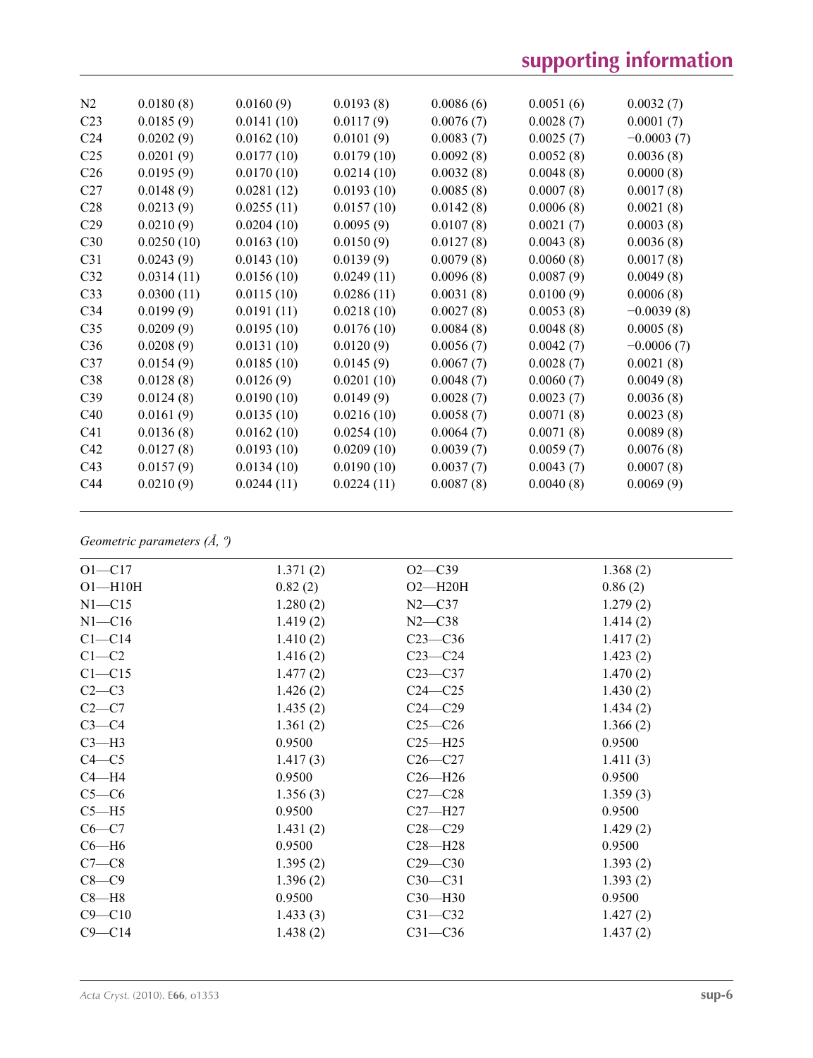| N2 | 0.0180 (8) | 0.0160 (9) | 0.0193 (8) | 0.0086 (6) | 0.0051 (6) | 0.0032 (7) |
|---|---|---|---|---|---|---|
| C23 | 0.0185 (9) | 0.0141 (10) | 0.0117 (9) | 0.0076 (7) | 0.0028 (7) | 0.0001 (7) |
| C24 | 0.0202 (9) | 0.0162 (10) | 0.0101 (9) | 0.0083 (7) | 0.0025 (7) | −0.0003 (7) |
| C25 | 0.0201 (9) | 0.0177 (10) | 0.0179 (10) | 0.0092 (8) | 0.0052 (8) | 0.0036 (8) |
| C26 | 0.0195 (9) | 0.0170 (10) | 0.0214 (10) | 0.0032 (8) | 0.0048 (8) | 0.0000 (8) |
| C27 | 0.0148 (9) | 0.0281 (12) | 0.0193 (10) | 0.0085 (8) | 0.0007 (8) | 0.0017 (8) |
| C28 | 0.0213 (9) | 0.0255 (11) | 0.0157 (10) | 0.0142 (8) | 0.0006 (8) | 0.0021 (8) |
| C29 | 0.0210 (9) | 0.0204 (10) | 0.0095 (9) | 0.0107 (8) | 0.0021 (7) | 0.0003 (8) |
| C30 | 0.0250 (10) | 0.0163 (10) | 0.0150 (9) | 0.0127 (8) | 0.0043 (8) | 0.0036 (8) |
| C31 | 0.0243 (9) | 0.0143 (10) | 0.0139 (9) | 0.0079 (8) | 0.0060 (8) | 0.0017 (8) |
| C32 | 0.0314 (11) | 0.0156 (10) | 0.0249 (11) | 0.0096 (8) | 0.0087 (9) | 0.0049 (8) |
| C33 | 0.0300 (11) | 0.0115 (10) | 0.0286 (11) | 0.0031 (8) | 0.0100 (9) | 0.0006 (8) |
| C34 | 0.0199 (9) | 0.0191 (11) | 0.0218 (10) | 0.0027 (8) | 0.0053 (8) | −0.0039 (8) |
| C35 | 0.0209 (9) | 0.0195 (10) | 0.0176 (10) | 0.0084 (8) | 0.0048 (8) | 0.0005 (8) |
| C36 | 0.0208 (9) | 0.0131 (10) | 0.0120 (9) | 0.0056 (7) | 0.0042 (7) | −0.0006 (7) |
| C37 | 0.0154 (9) | 0.0185 (10) | 0.0145 (9) | 0.0067 (7) | 0.0028 (7) | 0.0021 (8) |
| C38 | 0.0128 (8) | 0.0126 (9) | 0.0201 (10) | 0.0048 (7) | 0.0060 (7) | 0.0049 (8) |
| C39 | 0.0124 (8) | 0.0190 (10) | 0.0149 (9) | 0.0028 (7) | 0.0023 (7) | 0.0036 (8) |
| C40 | 0.0161 (9) | 0.0135 (10) | 0.0216 (10) | 0.0058 (7) | 0.0071 (8) | 0.0023 (8) |
| C41 | 0.0136 (8) | 0.0162 (10) | 0.0254 (10) | 0.0064 (7) | 0.0071 (8) | 0.0089 (8) |
| C42 | 0.0127 (8) | 0.0193 (10) | 0.0209 (10) | 0.0039 (7) | 0.0059 (7) | 0.0076 (8) |
| C43 | 0.0157 (9) | 0.0134 (10) | 0.0190 (10) | 0.0037 (7) | 0.0043 (7) | 0.0007 (8) |
| C44 | 0.0210 (9) | 0.0244 (11) | 0.0224 (11) | 0.0087 (8) | 0.0040 (8) | 0.0069 (9) |

*Geometric parameters (Å, º)*

| | | | |
|---|---|---|---|
| O1—C17 | 1.371 (2) | O2—C39 | 1.368 (2) |
| O1—H10H | 0.82 (2) | O2—H20H | 0.86 (2) |
| N1—C15 | 1.280 (2) | N2—C37 | 1.279 (2) |
| N1—C16 | 1.419 (2) | N2—C38 | 1.414 (2) |
| C1—C14 | 1.410 (2) | C23—C36 | 1.417 (2) |
| C1—C2 | 1.416 (2) | C23—C24 | 1.423 (2) |
| C1—C15 | 1.477 (2) | C23—C37 | 1.470 (2) |
| C2—C3 | 1.426 (2) | C24—C25 | 1.430 (2) |
| C2—C7 | 1.435 (2) | C24—C29 | 1.434 (2) |
| C3—C4 | 1.361 (2) | C25—C26 | 1.366 (2) |
| C3—H3 | 0.9500 | C25—H25 | 0.9500 |
| C4—C5 | 1.417 (3) | C26—C27 | 1.411 (3) |
| C4—H4 | 0.9500 | C26—H26 | 0.9500 |
| C5—C6 | 1.356 (3) | C27—C28 | 1.359 (3) |
| C5—H5 | 0.9500 | C27—H27 | 0.9500 |
| C6—C7 | 1.431 (2) | C28—C29 | 1.429 (2) |
| C6—H6 | 0.9500 | C28—H28 | 0.9500 |
| C7—C8 | 1.395 (2) | C29—C30 | 1.393 (2) |
| C8—C9 | 1.396 (2) | C30—C31 | 1.393 (2) |
| C8—H8 | 0.9500 | C30—H30 | 0.9500 |
| C9—C10 | 1.433 (3) | C31—C32 | 1.427 (2) |
| C9—C14 | 1.438 (2) | C31—C36 | 1.437 (2) |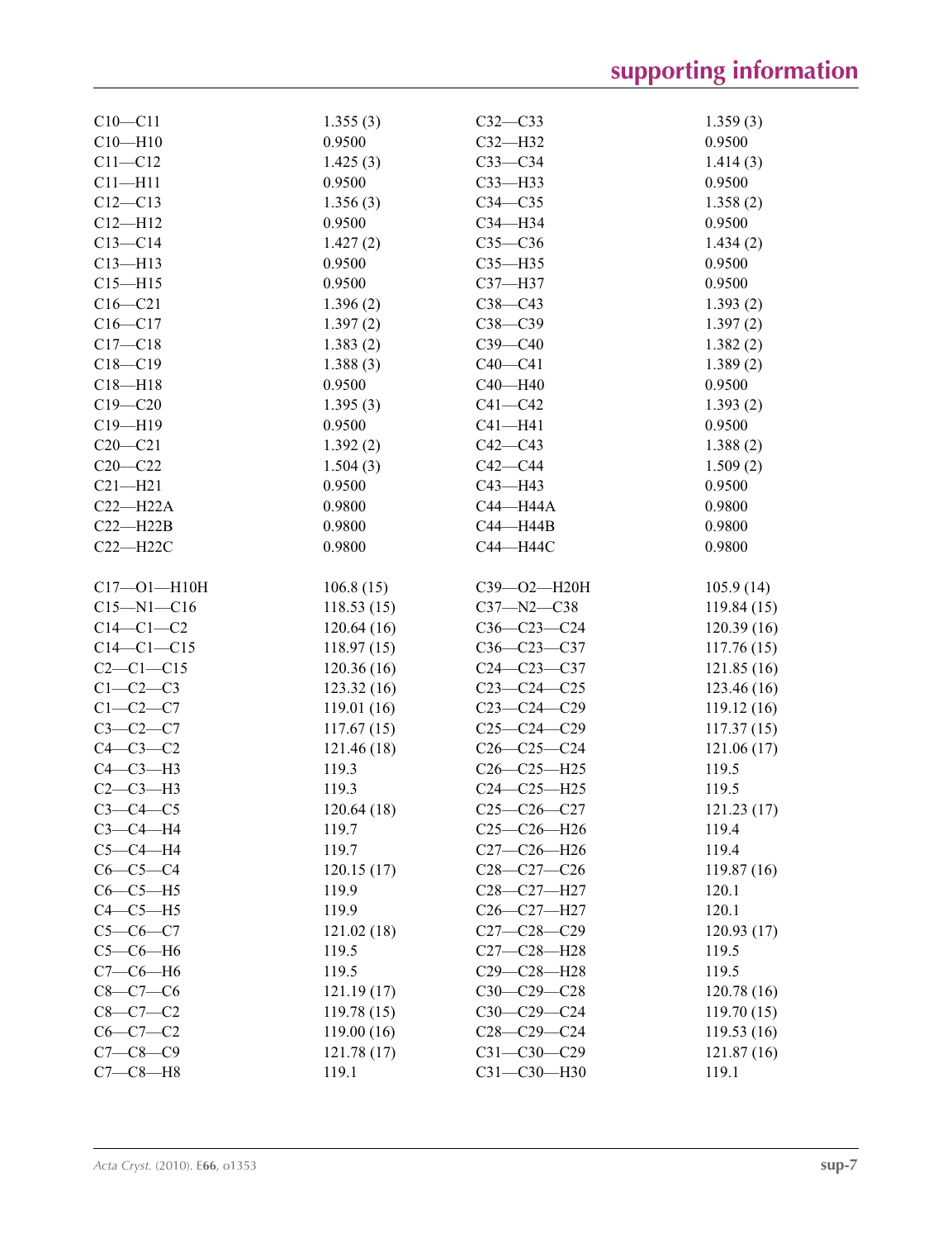| | | | |
|---|---|---|---|
| C10—C11 | 1.355 (3) | C32—C33 | 1.359 (3) |
| C10—H10 | 0.9500 | C32—H32 | 0.9500 |
| C11—C12 | 1.425 (3) | C33—C34 | 1.414 (3) |
| C11—H11 | 0.9500 | C33—H33 | 0.9500 |
| C12—C13 | 1.356 (3) | C34—C35 | 1.358 (2) |
| C12—H12 | 0.9500 | C34—H34 | 0.9500 |
| C13—C14 | 1.427 (2) | C35—C36 | 1.434 (2) |
| C13—H13 | 0.9500 | C35—H35 | 0.9500 |
| C15—H15 | 0.9500 | C37—H37 | 0.9500 |
| C16—C21 | 1.396 (2) | C38—C43 | 1.393 (2) |
| C16—C17 | 1.397 (2) | C38—C39 | 1.397 (2) |
| C17—C18 | 1.383 (2) | C39—C40 | 1.382 (2) |
| C18—C19 | 1.388 (3) | C40—C41 | 1.389 (2) |
| C18—H18 | 0.9500 | C40—H40 | 0.9500 |
| C19—C20 | 1.395 (3) | C41—C42 | 1.393 (2) |
| C19—H19 | 0.9500 | C41—H41 | 0.9500 |
| C20—C21 | 1.392 (2) | C42—C43 | 1.388 (2) |
| C20—C22 | 1.504 (3) | C42—C44 | 1.509 (2) |
| C21—H21 | 0.9500 | C43—H43 | 0.9500 |
| C22—H22A | 0.9800 | C44—H44A | 0.9800 |
| C22—H22B | 0.9800 | C44—H44B | 0.9800 |
| C22—H22C | 0.9800 | C44—H44C | 0.9800 |
| | | | |
| C17—O1—H10H | 106.8 (15) | C39—O2—H20H | 105.9 (14) |
| C15—N1—C16 | 118.53 (15) | C37—N2—C38 | 119.84 (15) |
| C14—C1—C2 | 120.64 (16) | C36—C23—C24 | 120.39 (16) |
| C14—C1—C15 | 118.97 (15) | C36—C23—C37 | 117.76 (15) |
| C2—C1—C15 | 120.36 (16) | C24—C23—C37 | 121.85 (16) |
| C1—C2—C3 | 123.32 (16) | C23—C24—C25 | 123.46 (16) |
| C1—C2—C7 | 119.01 (16) | C23—C24—C29 | 119.12 (16) |
| C3—C2—C7 | 117.67 (15) | C25—C24—C29 | 117.37 (15) |
| C4—C3—C2 | 121.46 (18) | C26—C25—C24 | 121.06 (17) |
| C4—C3—H3 | 119.3 | C26—C25—H25 | 119.5 |
| C2—C3—H3 | 119.3 | C24—C25—H25 | 119.5 |
| C3—C4—C5 | 120.64 (18) | C25—C26—C27 | 121.23 (17) |
| C3—C4—H4 | 119.7 | C25—C26—H26 | 119.4 |
| C5—C4—H4 | 119.7 | C27—C26—H26 | 119.4 |
| C6—C5—C4 | 120.15 (17) | C28—C27—C26 | 119.87 (16) |
| C6—C5—H5 | 119.9 | C28—C27—H27 | 120.1 |
| C4—C5—H5 | 119.9 | C26—C27—H27 | 120.1 |
| C5—C6—C7 | 121.02 (18) | C27—C28—C29 | 120.93 (17) |
| C5—C6—H6 | 119.5 | C27—C28—H28 | 119.5 |
| C7—C6—H6 | 119.5 | C29—C28—H28 | 119.5 |
| C8—C7—C6 | 121.19 (17) | C30—C29—C28 | 120.78 (16) |
| C8—C7—C2 | 119.78 (15) | C30—C29—C24 | 119.70 (15) |
| C6—C7—C2 | 119.00 (16) | C28—C29—C24 | 119.53 (16) |
| C7—C8—C9 | 121.78 (17) | C31—C30—C29 | 121.87 (16) |
| C7—C8—H8 | 119.1 | C31—C30—H30 | 119.1 |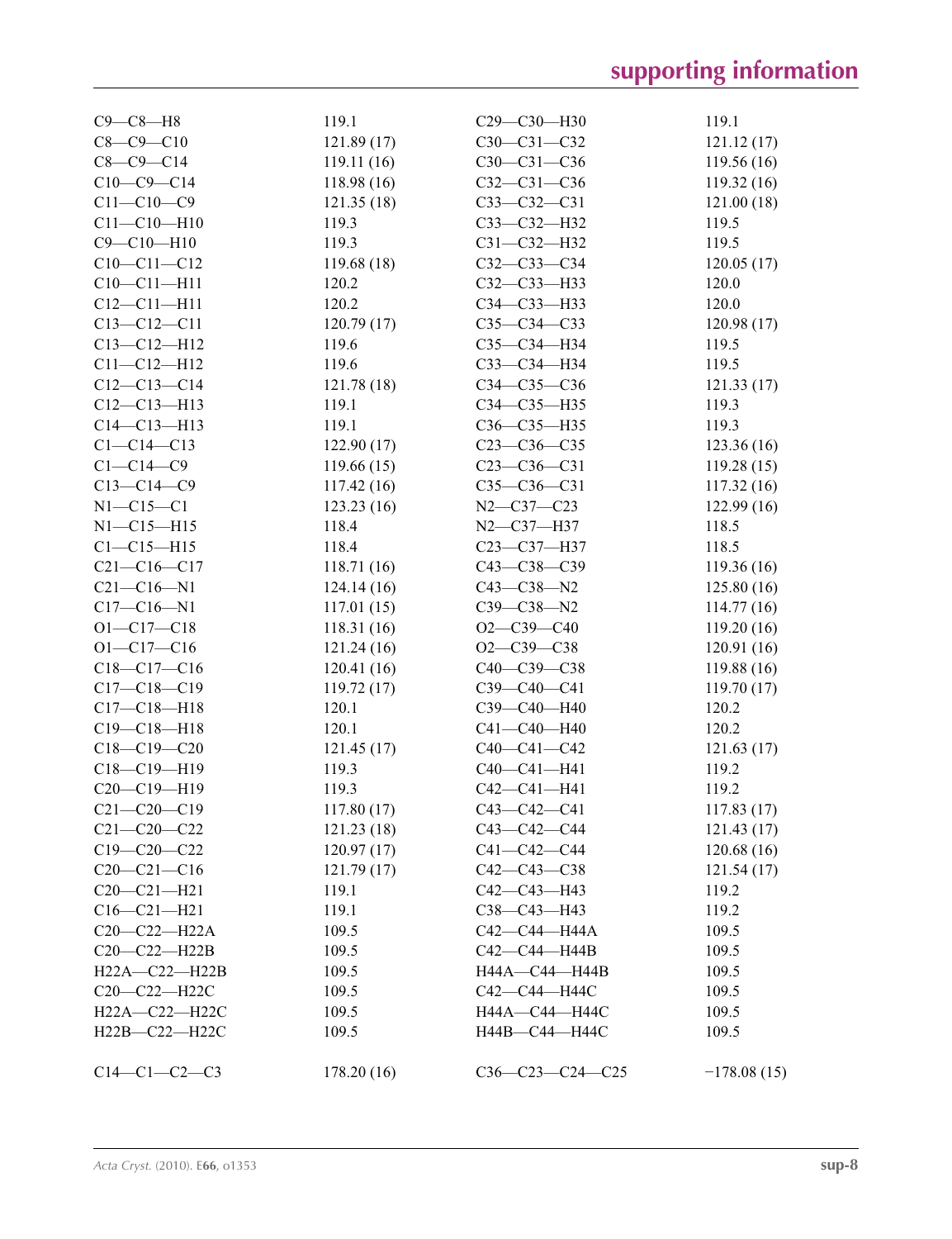| | | | |
|---|---|---|---|
| C9—C8—H8 | 119.1 | C29—C30—H30 | 119.1 |
| C8—C9—C10 | 121.89 (17) | C30—C31—C32 | 121.12 (17) |
| C8—C9—C14 | 119.11 (16) | C30—C31—C36 | 119.56 (16) |
| C10—C9—C14 | 118.98 (16) | C32—C31—C36 | 119.32 (16) |
| C11—C10—C9 | 121.35 (18) | C33—C32—C31 | 121.00 (18) |
| C11—C10—H10 | 119.3 | C33—C32—H32 | 119.5 |
| C9—C10—H10 | 119.3 | C31—C32—H32 | 119.5 |
| C10—C11—C12 | 119.68 (18) | C32—C33—C34 | 120.05 (17) |
| C10—C11—H11 | 120.2 | C32—C33—H33 | 120.0 |
| C12—C11—H11 | 120.2 | C34—C33—H33 | 120.0 |
| C13—C12—C11 | 120.79 (17) | C35—C34—C33 | 120.98 (17) |
| C13—C12—H12 | 119.6 | C35—C34—H34 | 119.5 |
| C11—C12—H12 | 119.6 | C33—C34—H34 | 119.5 |
| C12—C13—C14 | 121.78 (18) | C34—C35—C36 | 121.33 (17) |
| C12—C13—H13 | 119.1 | C34—C35—H35 | 119.3 |
| C14—C13—H13 | 119.1 | C36—C35—H35 | 119.3 |
| C1—C14—C13 | 122.90 (17) | C23—C36—C35 | 123.36 (16) |
| C1—C14—C9 | 119.66 (15) | C23—C36—C31 | 119.28 (15) |
| C13—C14—C9 | 117.42 (16) | C35—C36—C31 | 117.32 (16) |
| N1—C15—C1 | 123.23 (16) | N2—C37—C23 | 122.99 (16) |
| N1—C15—H15 | 118.4 | N2—C37—H37 | 118.5 |
| C1—C15—H15 | 118.4 | C23—C37—H37 | 118.5 |
| C21—C16—C17 | 118.71 (16) | C43—C38—C39 | 119.36 (16) |
| C21—C16—N1 | 124.14 (16) | C43—C38—N2 | 125.80 (16) |
| C17—C16—N1 | 117.01 (15) | C39—C38—N2 | 114.77 (16) |
| O1—C17—C18 | 118.31 (16) | O2—C39—C40 | 119.20 (16) |
| O1—C17—C16 | 121.24 (16) | O2—C39—C38 | 120.91 (16) |
| C18—C17—C16 | 120.41 (16) | C40—C39—C38 | 119.88 (16) |
| C17—C18—C19 | 119.72 (17) | C39—C40—C41 | 119.70 (17) |
| C17—C18—H18 | 120.1 | C39—C40—H40 | 120.2 |
| C19—C18—H18 | 120.1 | C41—C40—H40 | 120.2 |
| C18—C19—C20 | 121.45 (17) | C40—C41—C42 | 121.63 (17) |
| C18—C19—H19 | 119.3 | C40—C41—H41 | 119.2 |
| C20—C19—H19 | 119.3 | C42—C41—H41 | 119.2 |
| C21—C20—C19 | 117.80 (17) | C43—C42—C41 | 117.83 (17) |
| C21—C20—C22 | 121.23 (18) | C43—C42—C44 | 121.43 (17) |
| C19—C20—C22 | 120.97 (17) | C41—C42—C44 | 120.68 (16) |
| C20—C21—C16 | 121.79 (17) | C42—C43—C38 | 121.54 (17) |
| C20—C21—H21 | 119.1 | C42—C43—H43 | 119.2 |
| C16—C21—H21 | 119.1 | C38—C43—H43 | 119.2 |
| C20—C22—H22A | 109.5 | C42—C44—H44A | 109.5 |
| C20—C22—H22B | 109.5 | C42—C44—H44B | 109.5 |
| H22A—C22—H22B | 109.5 | H44A—C44—H44B | 109.5 |
| C20—C22—H22C | 109.5 | C42—C44—H44C | 109.5 |
| H22A—C22—H22C | 109.5 | H44A—C44—H44C | 109.5 |
| H22B—C22—H22C | 109.5 | H44B—C44—H44C | 109.5 |

| | | | |
|---|---|---|---|
| C14—C1—C2—C3 | 178.20 (16) | C36—C23—C24—C25 | −178.08 (15) |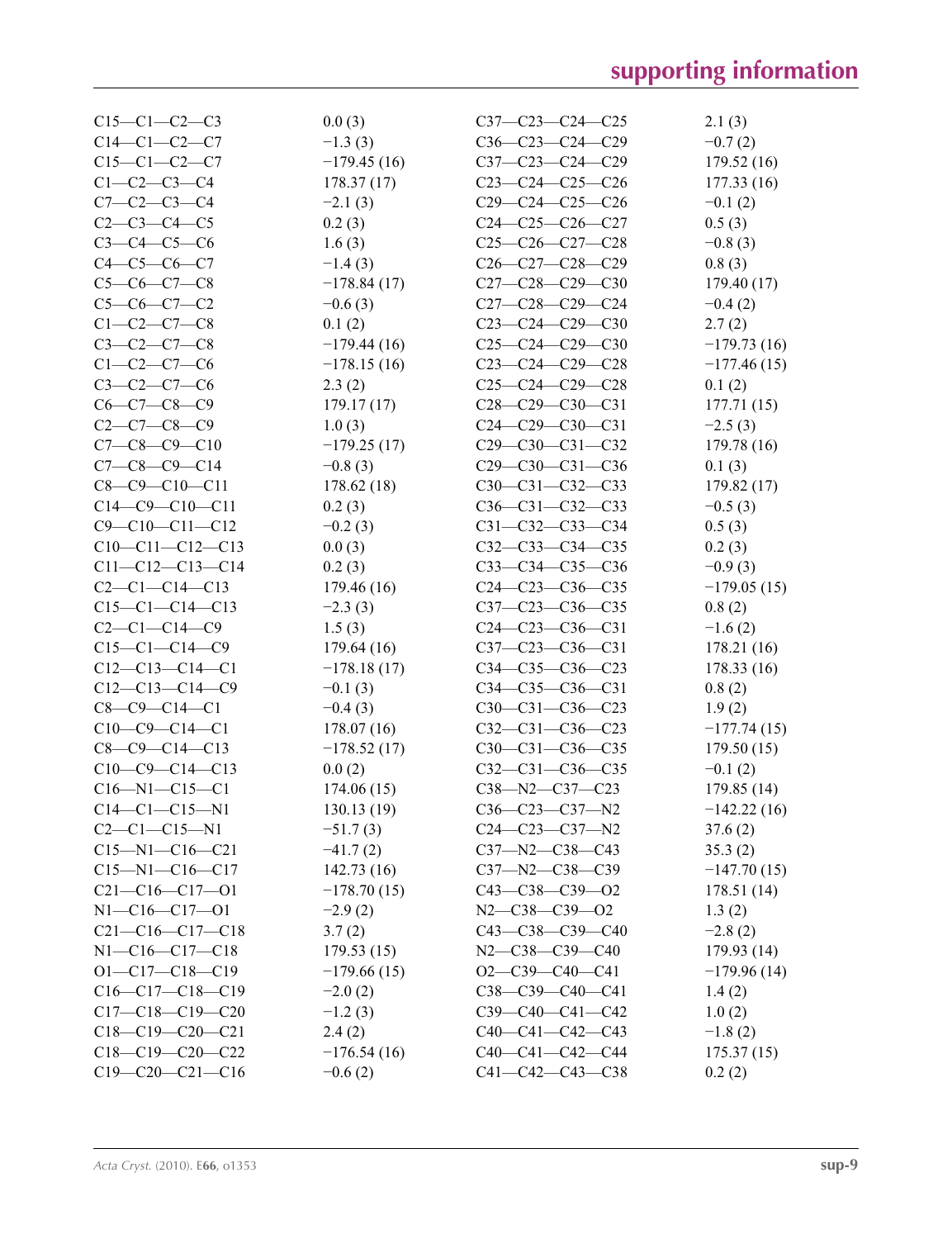| | | | |
|---|---|---|---|
| C15—C1—C2—C3 | 0.0 (3) | C37—C23—C24—C25 | 2.1 (3) |
| C14—C1—C2—C7 | −1.3 (3) | C36—C23—C24—C29 | −0.7 (2) |
| C15—C1—C2—C7 | −179.45 (16) | C37—C23—C24—C29 | 179.52 (16) |
| C1—C2—C3—C4 | 178.37 (17) | C23—C24—C25—C26 | 177.33 (16) |
| C7—C2—C3—C4 | −2.1 (3) | C29—C24—C25—C26 | −0.1 (2) |
| C2—C3—C4—C5 | 0.2 (3) | C24—C25—C26—C27 | 0.5 (3) |
| C3—C4—C5—C6 | 1.6 (3) | C25—C26—C27—C28 | −0.8 (3) |
| C4—C5—C6—C7 | −1.4 (3) | C26—C27—C28—C29 | 0.8 (3) |
| C5—C6—C7—C8 | −178.84 (17) | C27—C28—C29—C30 | 179.40 (17) |
| C5—C6—C7—C2 | −0.6 (3) | C27—C28—C29—C24 | −0.4 (2) |
| C1—C2—C7—C8 | 0.1 (2) | C23—C24—C29—C30 | 2.7 (2) |
| C3—C2—C7—C8 | −179.44 (16) | C25—C24—C29—C30 | −179.73 (16) |
| C1—C2—C7—C6 | −178.15 (16) | C23—C24—C29—C28 | −177.46 (15) |
| C3—C2—C7—C6 | 2.3 (2) | C25—C24—C29—C28 | 0.1 (2) |
| C6—C7—C8—C9 | 179.17 (17) | C28—C29—C30—C31 | 177.71 (15) |
| C2—C7—C8—C9 | 1.0 (3) | C24—C29—C30—C31 | −2.5 (3) |
| C7—C8—C9—C10 | −179.25 (17) | C29—C30—C31—C32 | 179.78 (16) |
| C7—C8—C9—C14 | −0.8 (3) | C29—C30—C31—C36 | 0.1 (3) |
| C8—C9—C10—C11 | 178.62 (18) | C30—C31—C32—C33 | 179.82 (17) |
| C14—C9—C10—C11 | 0.2 (3) | C36—C31—C32—C33 | −0.5 (3) |
| C9—C10—C11—C12 | −0.2 (3) | C31—C32—C33—C34 | 0.5 (3) |
| C10—C11—C12—C13 | 0.0 (3) | C32—C33—C34—C35 | 0.2 (3) |
| C11—C12—C13—C14 | 0.2 (3) | C33—C34—C35—C36 | −0.9 (3) |
| C2—C1—C14—C13 | 179.46 (16) | C24—C23—C36—C35 | −179.05 (15) |
| C15—C1—C14—C13 | −2.3 (3) | C37—C23—C36—C35 | 0.8 (2) |
| C2—C1—C14—C9 | 1.5 (3) | C24—C23—C36—C31 | −1.6 (2) |
| C15—C1—C14—C9 | 179.64 (16) | C37—C23—C36—C31 | 178.21 (16) |
| C12—C13—C14—C1 | −178.18 (17) | C34—C35—C36—C23 | 178.33 (16) |
| C12—C13—C14—C9 | −0.1 (3) | C34—C35—C36—C31 | 0.8 (2) |
| C8—C9—C14—C1 | −0.4 (3) | C30—C31—C36—C23 | 1.9 (2) |
| C10—C9—C14—C1 | 178.07 (16) | C32—C31—C36—C23 | −177.74 (15) |
| C8—C9—C14—C13 | −178.52 (17) | C30—C31—C36—C35 | 179.50 (15) |
| C10—C9—C14—C13 | 0.0 (2) | C32—C31—C36—C35 | −0.1 (2) |
| C16—N1—C15—C1 | 174.06 (15) | C38—N2—C37—C23 | 179.85 (14) |
| C14—C1—C15—N1 | 130.13 (19) | C36—C23—C37—N2 | −142.22 (16) |
| C2—C1—C15—N1 | −51.7 (3) | C24—C23—C37—N2 | 37.6 (2) |
| C15—N1—C16—C21 | −41.7 (2) | C37—N2—C38—C43 | 35.3 (2) |
| C15—N1—C16—C17 | 142.73 (16) | C37—N2—C38—C39 | −147.70 (15) |
| C21—C16—C17—O1 | −178.70 (15) | C43—C38—C39—O2 | 178.51 (14) |
| N1—C16—C17—O1 | −2.9 (2) | N2—C38—C39—O2 | 1.3 (2) |
| C21—C16—C17—C18 | 3.7 (2) | C43—C38—C39—C40 | −2.8 (2) |
| N1—C16—C17—C18 | 179.53 (15) | N2—C38—C39—C40 | 179.93 (14) |
| O1—C17—C18—C19 | −179.66 (15) | O2—C39—C40—C41 | −179.96 (14) |
| C16—C17—C18—C19 | −2.0 (2) | C38—C39—C40—C41 | 1.4 (2) |
| C17—C18—C19—C20 | −1.2 (3) | C39—C40—C41—C42 | 1.0 (2) |
| C18—C19—C20—C21 | 2.4 (2) | C40—C41—C42—C43 | −1.8 (2) |
| C18—C19—C20—C22 | −176.54 (16) | C40—C41—C42—C44 | 175.37 (15) |
| C19—C20—C21—C16 | −0.6 (2) | C41—C42—C43—C38 | 0.2 (2) |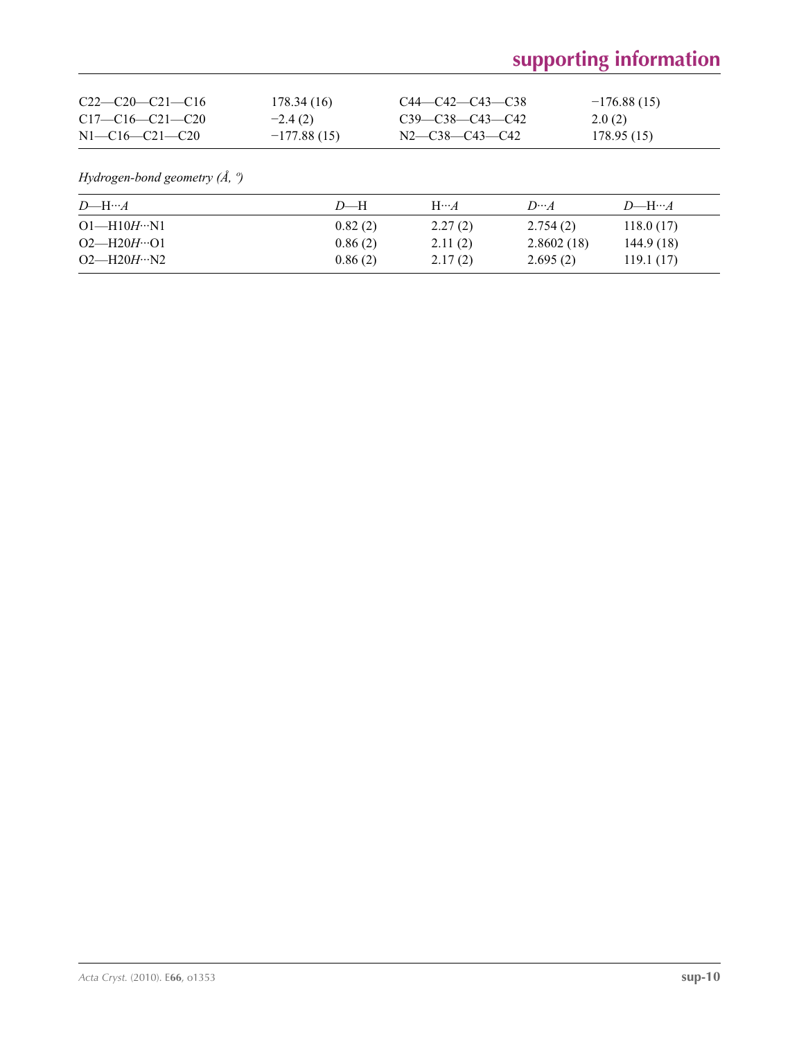| | | | |
|---|---|---|---|
| C22—C20—C21—C16 | 178.34 (16) | C44—C42—C43—C38 | −176.88 (15) |
| C17—C16—C21—C20 | −2.4 (2) | C39—C38—C43—C42 | 2.0 (2) |
| N1—C16—C21—C20 | −177.88 (15) | N2—C38—C43—C42 | 178.95 (15) |

*Hydrogen-bond geometry (Å, º)*

| *D*—H···*A* | *D*—H | H···*A* | *D*···*A* | *D*—H···*A* |
|---|---|---|---|---|
| O1—H10*H*···N1 | 0.82 (2) | 2.27 (2) | 2.754 (2) | 118.0 (17) |
| O2—H20*H*···O1 | 0.86 (2) | 2.11 (2) | 2.8602 (18) | 144.9 (18) |
| O2—H20*H*···N2 | 0.86 (2) | 2.17 (2) | 2.695 (2) | 119.1 (17) |